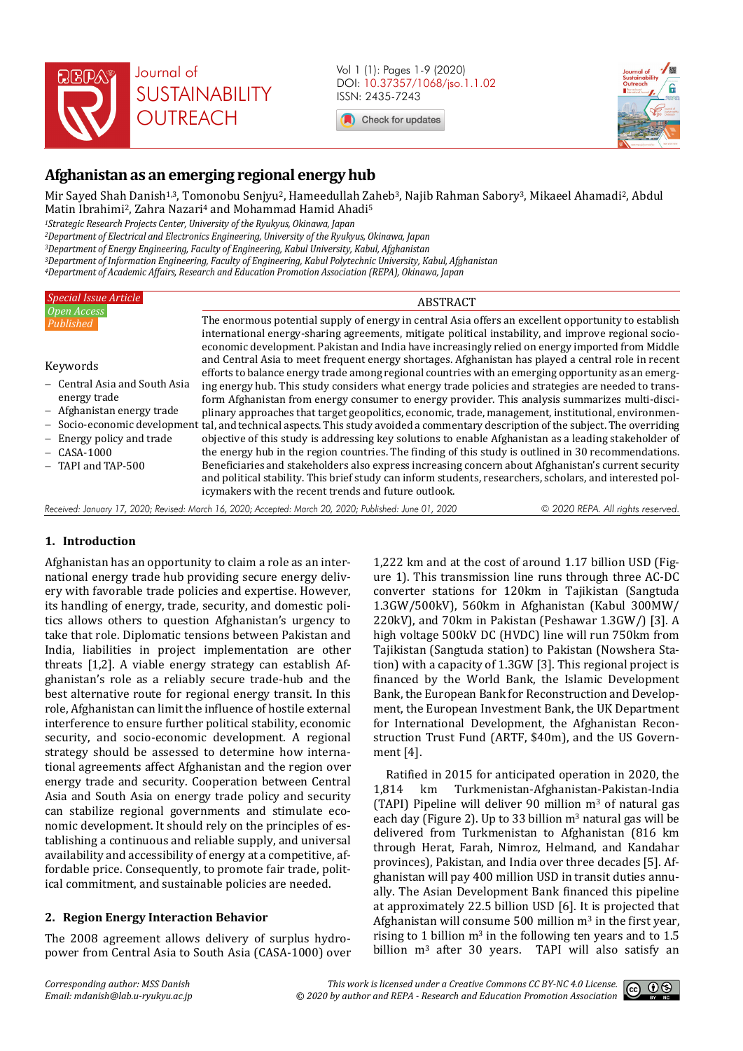# Afghanistan as an emerging regional energy hub

Mir Sayed Shah Danish[1,3], Tomonobu Senjyu[2], Hameedullah Zaheb[3], Najib Rahman Sabory[3], Mikaeel Ahamadi[2], Abdul Matin Ibrahimi[2], Zahra Nazari[4] and Mohammad Hamid Ahadi[5]

[1]*Strategic Research Projects Center, University of the Ryukyus, Okinawa, Japan*
[2]*Department of Electrical and Electronics Engineering, University of the Ryukyus, Okinawa, Japan*
[3]*Department of Energy Engineering, Faculty of Engineering, Kabul University, Kabul, Afghanistan*
[3]*Department of Information Engineering, Faculty of Engineering, Kabul Polytechnic University, Kabul, Afghanistan*
[4]*Department of Academic Affairs, Research and Education Promotion Association (REPA), Okinawa, Japan*

*Special Issue Article*
*Open Access*
*Published*

**Keywords**

- Central Asia and South Asia energy trade
- Afghanistan energy trade
- Socio-economic development
- Energy policy and trade
- CASA-1000
- TAPI and TAP-500

## ABSTRACT

The enormous potential supply of energy in central Asia offers an excellent opportunity to establish international energy-sharing agreements, mitigate political instability, and improve regional socio-economic development. Pakistan and India have increasingly relied on energy imported from Middle and Central Asia to meet frequent energy shortages. Afghanistan has played a central role in recent efforts to balance energy trade among regional countries with an emerging opportunity as an emerging energy hub. This study considers what energy trade policies and strategies are needed to transform Afghanistan from energy consumer to energy provider. This analysis summarizes multi-disciplinary approaches that target geopolitics, economic, trade, management, institutional, environmental, and technical aspects. This study avoided a commentary description of the subject. The overriding objective of this study is addressing key solutions to enable Afghanistan as a leading stakeholder of the energy hub in the region countries. The finding of this study is outlined in 30 recommendations. Beneficiaries and stakeholders also express increasing concern about Afghanistan's current security and political stability. This brief study can inform students, researchers, scholars, and interested policymakers with the recent trends and future outlook.

*Received: January 17, 2020; Revised: March 16, 2020; Accepted: March 20, 2020; Published: June 01, 2020*

*© 2020 REPA. All rights reserved.*

## 1. Introduction

Afghanistan has an opportunity to claim a role as an international energy trade hub providing secure energy delivery with favorable trade policies and expertise. However, its handling of energy, trade, security, and domestic politics allows others to question Afghanistan's urgency to take that role. Diplomatic tensions between Pakistan and India, liabilities in project implementation are other threats [1,2]. A viable energy strategy can establish Afghanistan's role as a reliably secure trade-hub and the best alternative route for regional energy transit. In this role, Afghanistan can limit the influence of hostile external interference to ensure further political stability, economic security, and socio-economic development. A regional strategy should be assessed to determine how international agreements affect Afghanistan and the region over energy trade and security. Cooperation between Central Asia and South Asia on energy trade policy and security can stabilize regional governments and stimulate economic development. It should rely on the principles of establishing a continuous and reliable supply, and universal availability and accessibility of energy at a competitive, affordable price. Consequently, to promote fair trade, political commitment, and sustainable policies are needed.

## 2. Region Energy Interaction Behavior

The 2008 agreement allows delivery of surplus hydropower from Central Asia to South Asia (CASA-1000) over 1,222 km and at the cost of around 1.17 billion USD (Figure 1). This transmission line runs through three AC-DC converter stations for 120km in Tajikistan (Sangtuda 1.3GW/500kV), 560km in Afghanistan (Kabul 300MW/220kV), and 70km in Pakistan (Peshawar 1.3GW/) [3]. A high voltage 500kV DC (HVDC) line will run 750km from Tajikistan (Sangtuda station) to Pakistan (Nowshera Station) with a capacity of 1.3GW [3]. This regional project is financed by the World Bank, the Islamic Development Bank, the European Bank for Reconstruction and Development, the European Investment Bank, the UK Department for International Development, the Afghanistan Reconstruction Trust Fund (ARTF, \$40m), and the US Government [4].

Ratified in 2015 for anticipated operation in 2020, the 1,814 km Turkmenistan-Afghanistan-Pakistan-India (TAPI) Pipeline will deliver 90 million m$^3$ of natural gas each day (Figure 2). Up to 33 billion m$^3$ natural gas will be delivered from Turkmenistan to Afghanistan (816 km through Herat, Farah, Nimroz, Helmand, and Kandahar provinces), Pakistan, and India over three decades [5]. Afghanistan will pay 400 million USD in transit duties annually. The Asian Development Bank financed this pipeline at approximately 22.5 billion USD [6]. It is projected that Afghanistan will consume 500 million m$^3$ in the first year, rising to 1 billion m$^3$ in the following ten years and to 1.5 billion m$^3$ after 30 years. TAPI will also satisfy an

*Corresponding author: MSS Danish*
*Email: mdanish@lab.u-ryukyu.ac.jp*

*This work is licensed under a Creative Commons CC BY-NC 4.0 License.*
*© 2020 by author and REPA - Research and Education Promotion Association*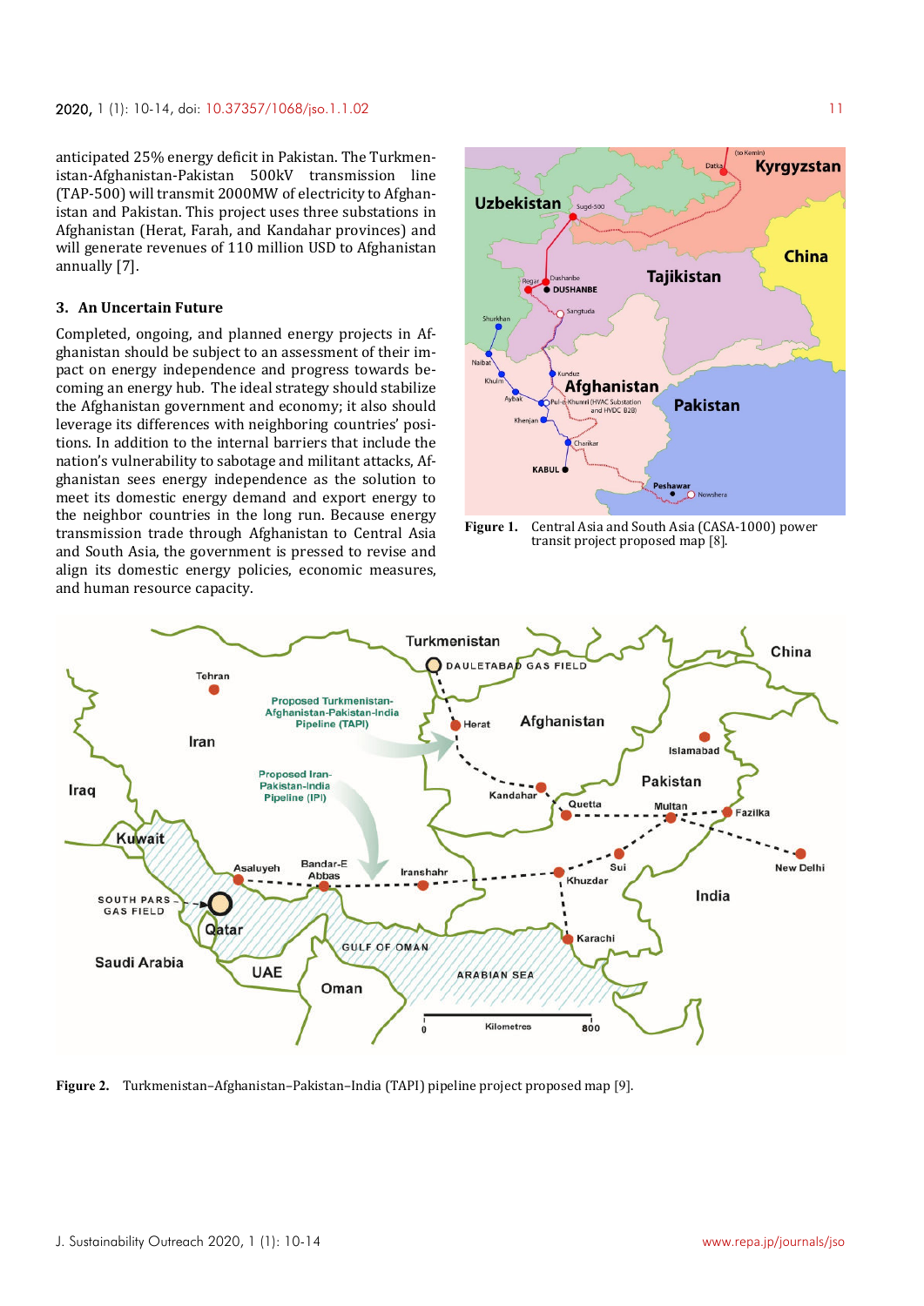anticipated 25% energy deficit in Pakistan. The Turkmenistan-Afghanistan-Pakistan 500kV transmission line (TAP-500) will transmit 2000MW of electricity to Afghanistan and Pakistan. This project uses three substations in Afghanistan (Herat, Farah, and Kandahar provinces) and will generate revenues of 110 million USD to Afghanistan annually [7].

### 3. An Uncertain Future

Completed, ongoing, and planned energy projects in Afghanistan should be subject to an assessment of their impact on energy independence and progress towards becoming an energy hub. The ideal strategy should stabilize the Afghanistan government and economy; it also should leverage its differences with neighboring countries' positions. In addition to the internal barriers that include the nation's vulnerability to sabotage and militant attacks, Afghanistan sees energy independence as the solution to meet its domestic energy demand and export energy to the neighbor countries in the long run. Because energy transmission trade through Afghanistan to Central Asia and South Asia, the government is pressed to revise and align its domestic energy policies, economic measures, and human resource capacity.

**Figure 1.** Central Asia and South Asia (CASA-1000) power transit project proposed map [8].

**Figure 2.** Turkmenistan–Afghanistan–Pakistan–India (TAPI) pipeline project proposed map [9].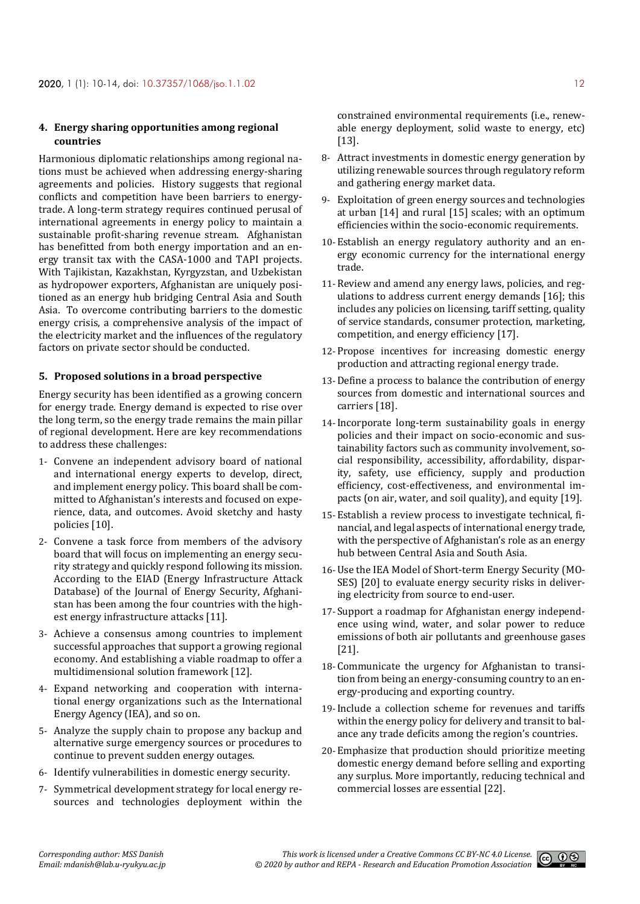## 4. Energy sharing opportunities among regional countries

Harmonious diplomatic relationships among regional nations must be achieved when addressing energy-sharing agreements and policies. History suggests that regional conflicts and competition have been barriers to energy-trade. A long-term strategy requires continued perusal of international agreements in energy policy to maintain a sustainable profit-sharing revenue stream. Afghanistan has benefitted from both energy importation and an energy transit tax with the CASA-1000 and TAPI projects. With Tajikistan, Kazakhstan, Kyrgyzstan, and Uzbekistan as hydropower exporters, Afghanistan are uniquely positioned as an energy hub bridging Central Asia and South Asia. To overcome contributing barriers to the domestic energy crisis, a comprehensive analysis of the impact of the electricity market and the influences of the regulatory factors on private sector should be conducted.

## 5. Proposed solutions in a broad perspective

Energy security has been identified as a growing concern for energy trade. Energy demand is expected to rise over the long term, so the energy trade remains the main pillar of regional development. Here are key recommendations to address these challenges:

1- Convene an independent advisory board of national and international energy experts to develop, direct, and implement energy policy. This board shall be committed to Afghanistan's interests and focused on experience, data, and outcomes. Avoid sketchy and hasty policies [10].

2- Convene a task force from members of the advisory board that will focus on implementing an energy security strategy and quickly respond following its mission. According to the EIAD (Energy Infrastructure Attack Database) of the Journal of Energy Security, Afghanistan has been among the four countries with the highest energy infrastructure attacks [11].

3- Achieve a consensus among countries to implement successful approaches that support a growing regional economy. And establishing a viable roadmap to offer a multidimensional solution framework [12].

4- Expand networking and cooperation with international energy organizations such as the International Energy Agency (IEA), and so on.

5- Analyze the supply chain to propose any backup and alternative surge emergency sources or procedures to continue to prevent sudden energy outages.

6- Identify vulnerabilities in domestic energy security.

7- Symmetrical development strategy for local energy resources and technologies deployment within the constrained environmental requirements (i.e., renewable energy deployment, solid waste to energy, etc) [13].

8- Attract investments in domestic energy generation by utilizing renewable sources through regulatory reform and gathering energy market data.

9- Exploitation of green energy sources and technologies at urban [14] and rural [15] scales; with an optimum efficiencies within the socio-economic requirements.

10- Establish an energy regulatory authority and an energy economic currency for the international energy trade.

11- Review and amend any energy laws, policies, and regulations to address current energy demands [16]; this includes any policies on licensing, tariff setting, quality of service standards, consumer protection, marketing, competition, and energy efficiency [17].

12- Propose incentives for increasing domestic energy production and attracting regional energy trade.

13- Define a process to balance the contribution of energy sources from domestic and international sources and carriers [18].

14- Incorporate long-term sustainability goals in energy policies and their impact on socio-economic and sustainability factors such as community involvement, social responsibility, accessibility, affordability, disparity, safety, use efficiency, supply and production efficiency, cost-effectiveness, and environmental impacts (on air, water, and soil quality), and equity [19].

15- Establish a review process to investigate technical, financial, and legal aspects of international energy trade, with the perspective of Afghanistan's role as an energy hub between Central Asia and South Asia.

16- Use the IEA Model of Short-term Energy Security (MOSES) [20] to evaluate energy security risks in delivering electricity from source to end-user.

17- Support a roadmap for Afghanistan energy independence using wind, water, and solar power to reduce emissions of both air pollutants and greenhouse gases [21].

18- Communicate the urgency for Afghanistan to transition from being an energy-consuming country to an energy-producing and exporting country.

19- Include a collection scheme for revenues and tariffs within the energy policy for delivery and transit to balance any trade deficits among the region's countries.

20- Emphasize that production should prioritize meeting domestic energy demand before selling and exporting any surplus. More importantly, reducing technical and commercial losses are essential [22].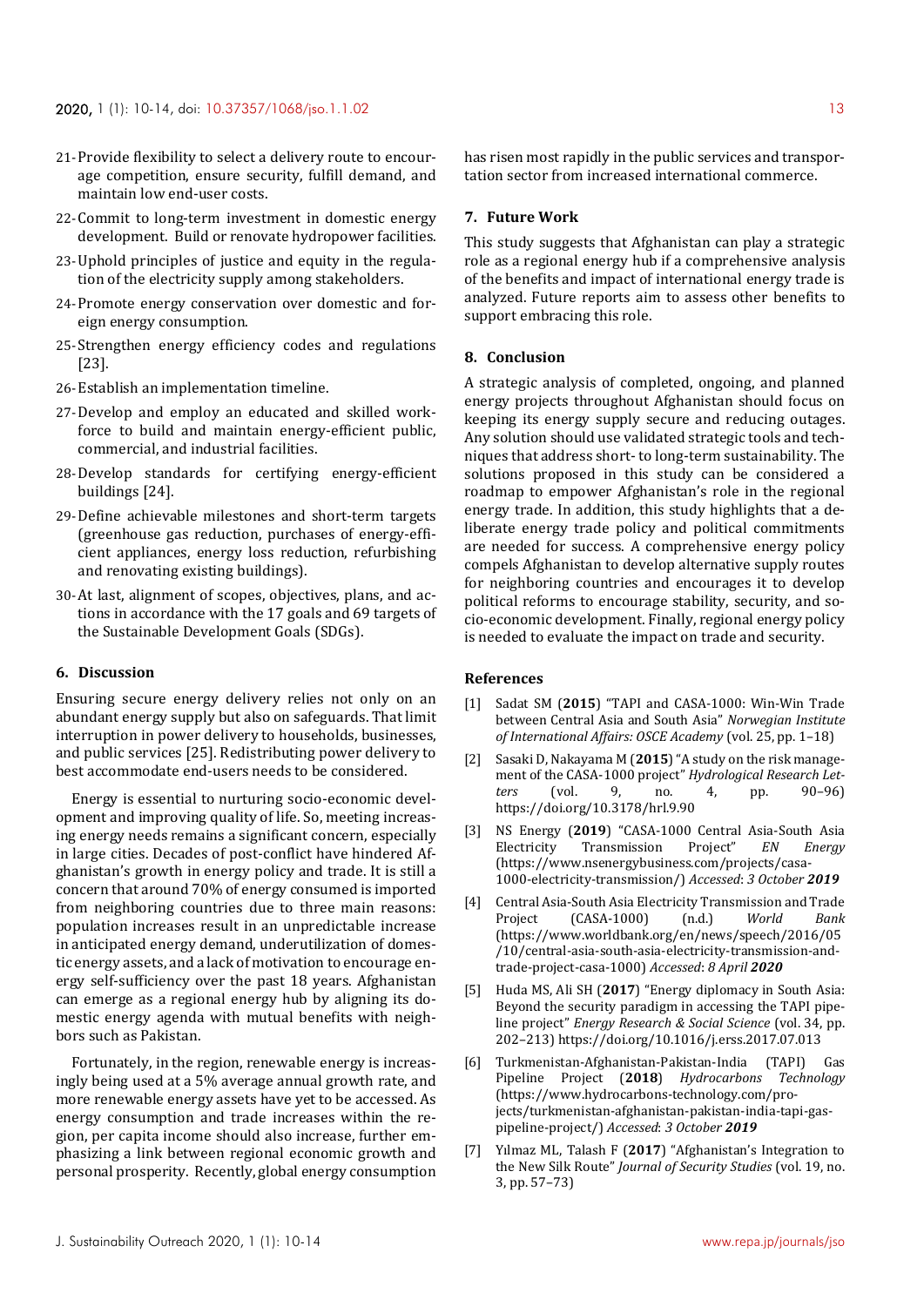21- Provide flexibility to select a delivery route to encourage competition, ensure security, fulfill demand, and maintain low end-user costs.

22- Commit to long-term investment in domestic energy development. Build or renovate hydropower facilities.

23- Uphold principles of justice and equity in the regulation of the electricity supply among stakeholders.

24- Promote energy conservation over domestic and foreign energy consumption.

25- Strengthen energy efficiency codes and regulations [23].

26- Establish an implementation timeline.

27- Develop and employ an educated and skilled workforce to build and maintain energy-efficient public, commercial, and industrial facilities.

28- Develop standards for certifying energy-efficient buildings [24].

29- Define achievable milestones and short-term targets (greenhouse gas reduction, purchases of energy-efficient appliances, energy loss reduction, refurbishing and renovating existing buildings).

30- At last, alignment of scopes, objectives, plans, and actions in accordance with the 17 goals and 69 targets of the Sustainable Development Goals (SDGs).

## 6. Discussion

Ensuring secure energy delivery relies not only on an abundant energy supply but also on safeguards. That limit interruption in power delivery to households, businesses, and public services [25]. Redistributing power delivery to best accommodate end-users needs to be considered.

Energy is essential to nurturing socio-economic development and improving quality of life. So, meeting increasing energy needs remains a significant concern, especially in large cities. Decades of post-conflict have hindered Afghanistan's growth in energy policy and trade. It is still a concern that around 70% of energy consumed is imported from neighboring countries due to three main reasons: population increases result in an unpredictable increase in anticipated energy demand, underutilization of domestic energy assets, and a lack of motivation to encourage energy self-sufficiency over the past 18 years. Afghanistan can emerge as a regional energy hub by aligning its domestic energy agenda with mutual benefits with neighbors such as Pakistan.

Fortunately, in the region, renewable energy is increasingly being used at a 5% average annual growth rate, and more renewable energy assets have yet to be accessed. As energy consumption and trade increases within the region, per capita income should also increase, further emphasizing a link between regional economic growth and personal prosperity. Recently, global energy consumption has risen most rapidly in the public services and transportation sector from increased international commerce.

## 7. Future Work

This study suggests that Afghanistan can play a strategic role as a regional energy hub if a comprehensive analysis of the benefits and impact of international energy trade is analyzed. Future reports aim to assess other benefits to support embracing this role.

## 8. Conclusion

A strategic analysis of completed, ongoing, and planned energy projects throughout Afghanistan should focus on keeping its energy supply secure and reducing outages. Any solution should use validated strategic tools and techniques that address short- to long-term sustainability. The solutions proposed in this study can be considered a roadmap to empower Afghanistan's role in the regional energy trade. In addition, this study highlights that a deliberate energy trade policy and political commitments are needed for success. A comprehensive energy policy compels Afghanistan to develop alternative supply routes for neighboring countries and encourages it to develop political reforms to encourage stability, security, and socio-economic development. Finally, regional energy policy is needed to evaluate the impact on trade and security.

## References

[1] Sadat SM (**2015**) "TAPI and CASA-1000: Win-Win Trade between Central Asia and South Asia" *Norwegian Institute of International Affairs: OSCE Academy* (vol. 25, pp. 1–18)

[2] Sasaki D, Nakayama M (**2015**) "A study on the risk management of the CASA-1000 project" *Hydrological Research Letters* (vol. 9, no. 4, pp. 90–96) https://doi.org/10.3178/hrl.9.90

[3] NS Energy (**2019**) "CASA-1000 Central Asia-South Asia Electricity Transmission Project" *EN Energy* (https://www.nsenergybusiness.com/projects/casa-1000-electricity-transmission/) *Accessed*: *3 October* ***2019***

[4] Central Asia-South Asia Electricity Transmission and Trade Project (CASA-1000) (n.d.) *World Bank* (https://www.worldbank.org/en/news/speech/2016/05/10/central-asia-south-asia-electricity-transmission-and-trade-project-casa-1000) *Accessed*: *8 April* ***2020***

[5] Huda MS, Ali SH (**2017**) "Energy diplomacy in South Asia: Beyond the security paradigm in accessing the TAPI pipeline project" *Energy Research & Social Science* (vol. 34, pp. 202–213) https://doi.org/10.1016/j.erss.2017.07.013

[6] Turkmenistan-Afghanistan-Pakistan-India (TAPI) Gas Pipeline Project (**2018**) *Hydrocarbons Technology* (https://www.hydrocarbons-technology.com/projects/turkmenistan-afghanistan-pakistan-india-tapi-gas-pipeline-project/) *Accessed*: *3 October* ***2019***

[7] Yılmaz ML, Talash F (**2017**) "Afghanistan's Integration to the New Silk Route" *Journal of Security Studies* (vol. 19, no. 3, pp. 57–73)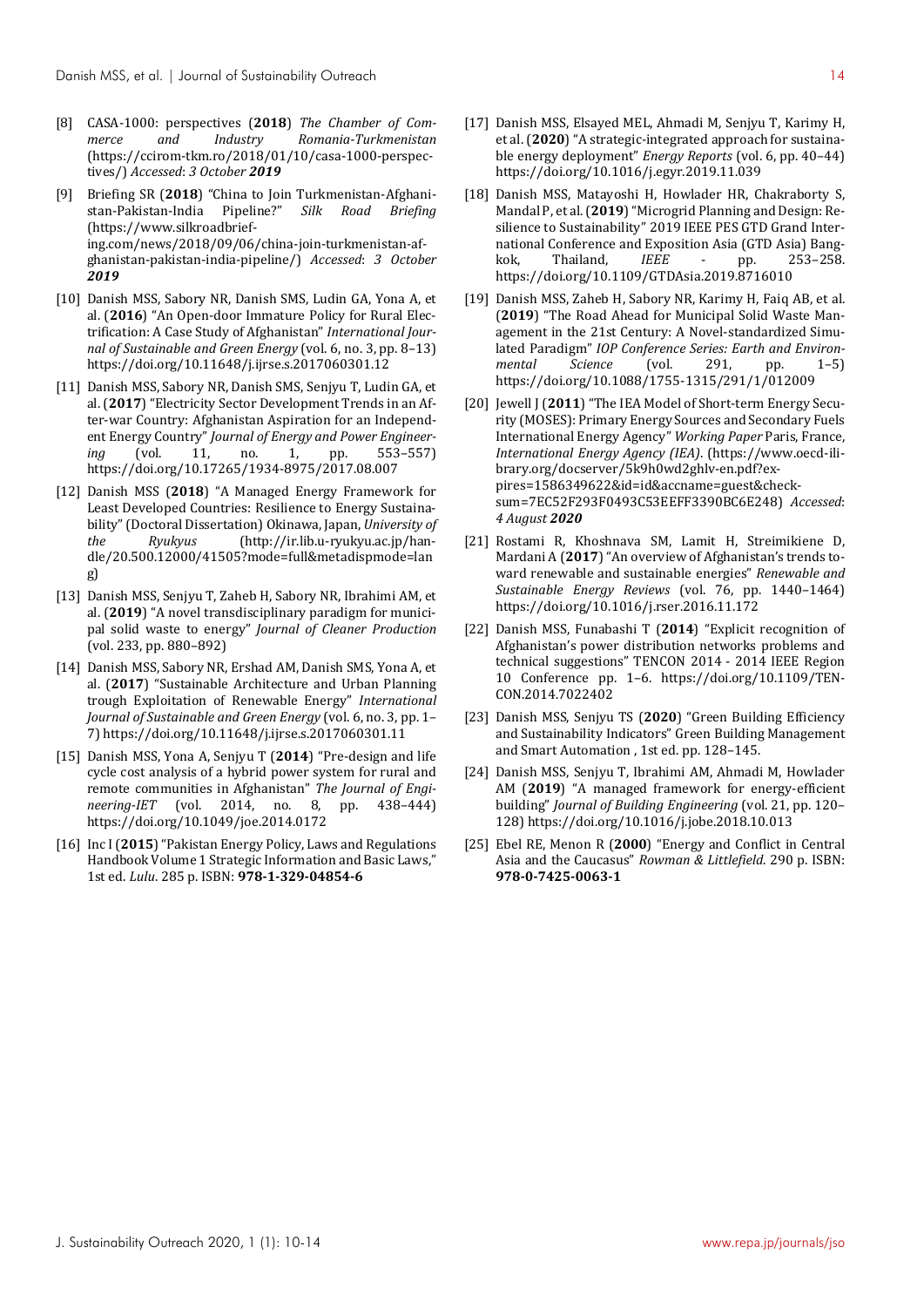[8] CASA-1000: perspectives (**2018**) *The Chamber of Commerce and Industry Romania-Turkmenistan* (https://ccirom-tkm.ro/2018/01/10/casa-1000-perspectives/) *Accessed*: *3 October **2019***

[9] Briefing SR (**2018**) "China to Join Turkmenistan-Afghanistan-Pakistan-India Pipeline?" *Silk Road Briefing* (https://www.silkroadbriefing.com/news/2018/09/06/china-join-turkmenistan-afghanistan-pakistan-india-pipeline/) *Accessed*: *3 October **2019***

[10] Danish MSS, Sabory NR, Danish SMS, Ludin GA, Yona A, et al. (**2016**) "An Open-door Immature Policy for Rural Electrification: A Case Study of Afghanistan" *International Journal of Sustainable and Green Energy* (vol. 6, no. 3, pp. 8–13) https://doi.org/10.11648/j.ijrse.s.2017060301.12

[11] Danish MSS, Sabory NR, Danish SMS, Senjyu T, Ludin GA, et al. (**2017**) "Electricity Sector Development Trends in an After-war Country: Afghanistan Aspiration for an Independent Energy Country" *Journal of Energy and Power Engineering* (vol. 11, no. 1, pp. 553–557) https://doi.org/10.17265/1934-8975/2017.08.007

[12] Danish MSS (**2018**) "A Managed Energy Framework for Least Developed Countries: Resilience to Energy Sustainability" (Doctoral Dissertation) Okinawa, Japan, *University of the Ryukyus* (http://ir.lib.u-ryukyu.ac.jp/handle/20.500.12000/41505?mode=full&metadispmode=lang)

[13] Danish MSS, Senjyu T, Zaheb H, Sabory NR, Ibrahimi AM, et al. (**2019**) "A novel transdisciplinary paradigm for municipal solid waste to energy" *Journal of Cleaner Production* (vol. 233, pp. 880–892)

[14] Danish MSS, Sabory NR, Ershad AM, Danish SMS, Yona A, et al. (**2017**) "Sustainable Architecture and Urban Planning trough Exploitation of Renewable Energy" *International Journal of Sustainable and Green Energy* (vol. 6, no. 3, pp. 1–7) https://doi.org/10.11648/j.ijrse.s.2017060301.11

[15] Danish MSS, Yona A, Senjyu T (**2014**) "Pre-design and life cycle cost analysis of a hybrid power system for rural and remote communities in Afghanistan" *The Journal of Engineering-IET* (vol. 2014, no. 8, pp. 438–444) https://doi.org/10.1049/joe.2014.0172

[16] Inc I (**2015**) "Pakistan Energy Policy, Laws and Regulations Handbook Volume 1 Strategic Information and Basic Laws," 1st ed. *Lulu*. 285 p. ISBN: **978-1-329-04854-6**

[17] Danish MSS, Elsayed MEL, Ahmadi M, Senjyu T, Karimy H, et al. (**2020**) "A strategic-integrated approach for sustainable energy deployment" *Energy Reports* (vol. 6, pp. 40–44) https://doi.org/10.1016/j.egyr.2019.11.039

[18] Danish MSS, Matayoshi H, Howlader HR, Chakraborty S, Mandal P, et al. (**2019**) "Microgrid Planning and Design: Resilience to Sustainability" 2019 IEEE PES GTD Grand International Conference and Exposition Asia (GTD Asia) Bangkok, Thailand, *IEEE* - pp. 253–258. https://doi.org/10.1109/GTDAsia.2019.8716010

[19] Danish MSS, Zaheb H, Sabory NR, Karimy H, Faiq AB, et al. (**2019**) "The Road Ahead for Municipal Solid Waste Management in the 21st Century: A Novel-standardized Simulated Paradigm" *IOP Conference Series: Earth and Environmental Science* (vol. 291, pp. 1–5) https://doi.org/10.1088/1755-1315/291/1/012009

[20] Jewell J (**2011**) "The IEA Model of Short-term Energy Security (MOSES): Primary Energy Sources and Secondary Fuels International Energy Agency" *Working Paper* Paris, France, *International Energy Agency (IEA)*. (https://www.oecd-ilibrary.org/docserver/5k9h0wd2ghlv-en.pdf?expires=1586349622&id=id&accname=guest&checksum=7EC52F293F0493C53EEFF3390BC6E248) *Accessed*: *4 August **2020***

[21] Rostami R, Khoshnava SM, Lamit H, Streimikiene D, Mardani A (**2017**) "An overview of Afghanistan's trends toward renewable and sustainable energies" *Renewable and Sustainable Energy Reviews* (vol. 76, pp. 1440–1464) https://doi.org/10.1016/j.rser.2016.11.172

[22] Danish MSS, Funabashi T (**2014**) "Explicit recognition of Afghanistan's power distribution networks problems and technical suggestions" TENCON 2014 - 2014 IEEE Region 10 Conference pp. 1–6. https://doi.org/10.1109/TENCON.2014.7022402

[23] Danish MSS, Senjyu TS (**2020**) "Green Building Efficiency and Sustainability Indicators" Green Building Management and Smart Automation , 1st ed. pp. 128–145.

[24] Danish MSS, Senjyu T, Ibrahimi AM, Ahmadi M, Howlader AM (**2019**) "A managed framework for energy-efficient building" *Journal of Building Engineering* (vol. 21, pp. 120–128) https://doi.org/10.1016/j.jobe.2018.10.013

[25] Ebel RE, Menon R (**2000**) "Energy and Conflict in Central Asia and the Caucasus" *Rowman & Littlefield*. 290 p. ISBN: **978-0-7425-0063-1**